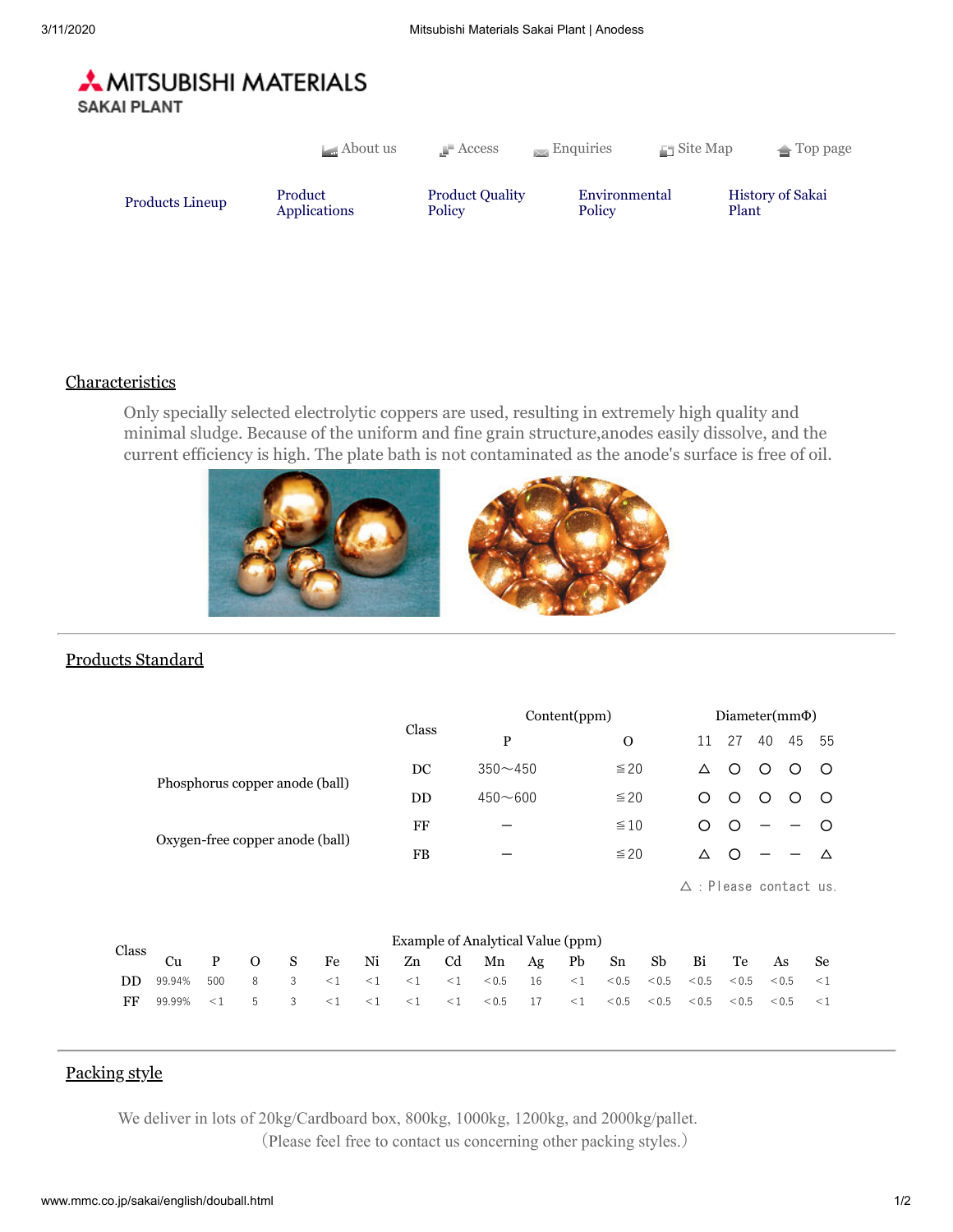**MITSUBISHI MATERIALS**
**SAKAI PLANT**

About us | Access | Enquiries | Site Map | Top page

Products Lineup | Product Applications | Product Quality Policy | Environmental Policy | History of Sakai Plant

## Characteristics

Only specially selected electrolytic coppers are used, resulting in extremely high quality and minimal sludge. Because of the uniform and fine grain structure,anodes easily dissolve, and the current efficiency is high. The plate bath is not contaminated as the anode's surface is free of oil.

## Products Standard

| | Class | Content(ppm) | | Diameter(mmΦ) | | | | |
|---|---|---|---|---|---|---|---|---|
| | | P | O | 11 | 27 | 40 | 45 | 55 |
| Phosphorus copper anode (ball) | DC | 350～450 | ≦20 | △ | ○ | ○ | ○ | ○ |
| | DD | 450～600 | ≦20 | ○ | ○ | ○ | ○ | ○ |
| Oxygen-free copper anode (ball) | FF | ― | ≦10 | ○ | ○ | ― | ― | ○ |
| | FB | ― | ≦20 | △ | ○ | ― | ― | △ |

△ : Please contact us.

| Class | Example of Analytical Value (ppm) | | | | | | | | | | | | | | | | |
|---|---|---|---|---|---|---|---|---|---|---|---|---|---|---|---|---|---|
| | Cu | P | O | S | Fe | Ni | Zn | Cd | Mn | Ag | Pb | Sn | Sb | Bi | Te | As | Se |
| DD | 99.94% | 500 | 8 | 3 | <1 | <1 | <1 | <1 | <0.5 | 16 | <1 | <0.5 | <0.5 | <0.5 | <0.5 | <0.5 | <1 |
| FF | 99.99% | <1 | 5 | 3 | <1 | <1 | <1 | <1 | <0.5 | 17 | <1 | <0.5 | <0.5 | <0.5 | <0.5 | <0.5 | <1 |

## Packing style

We deliver in lots of 20kg/Cardboard box, 800kg, 1000kg, 1200kg, and 2000kg/pallet.
（Please feel free to contact us concerning other packing styles.）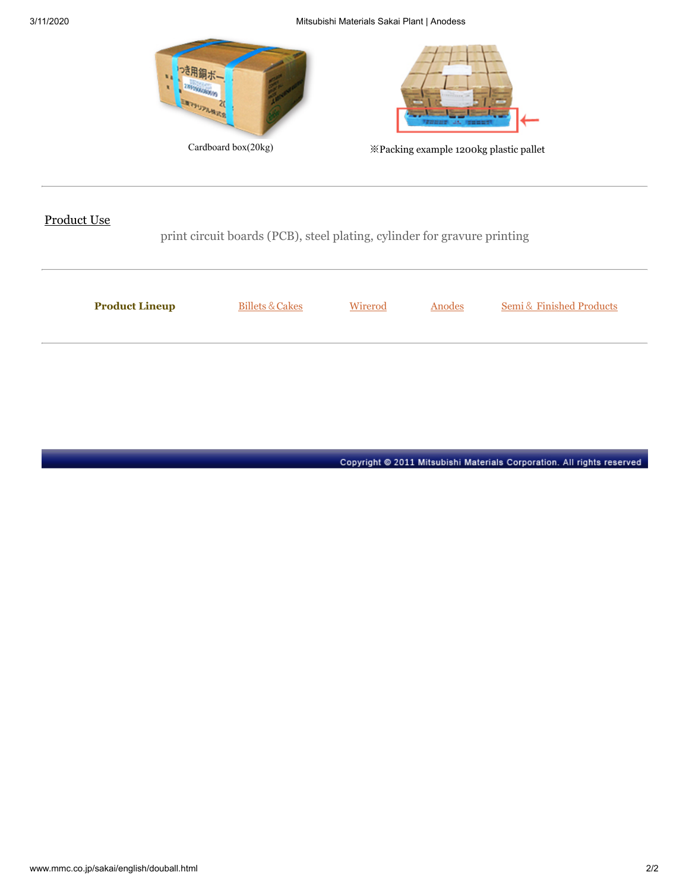Cardboard box(20kg)

※Packing example 1200kg plastic pallet

---

## Product Use

print circuit boards (PCB), steel plating, cylinder for gravure printing

---

**Product Lineup**　　Billets & Cakes　　Wirerod　　Anodes　　Semi & Finished Products

---

Copyright © 2011 Mitsubishi Materials Corporation. All rights reserved